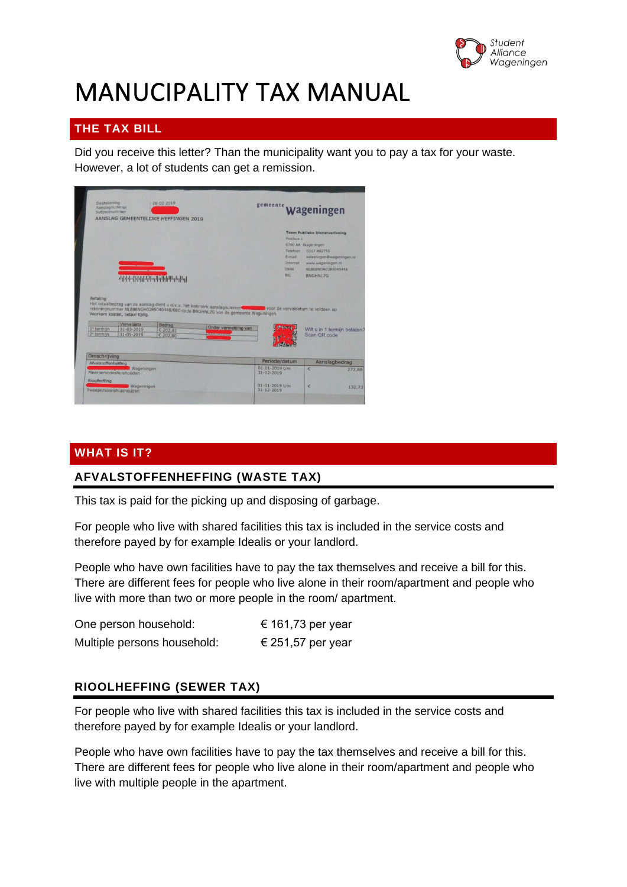Student Alliance Wageningen

# MANUCIPALITY TAX MANUAL

## THE TAX BILL

Did you receive this letter? Than the municipality want you to pay a tax for your waste. However, a lot of students can get a remission.

## WHAT IS IT?

### AFVALSTOFFENHEFFING (WASTE TAX)

This tax is paid for the picking up and disposing of garbage.

For people who live with shared facilities this tax is included in the service costs and therefore payed by for example Idealis or your landlord.

People who have own facilities have to pay the tax themselves and receive a bill for this. There are different fees for people who live alone in their room/apartment and people who live with more than two or more people in the room/ apartment.

| | |
|---|---|
| One person household: | € 161,73 per year |
| Multiple persons household: | € 251,57 per year |

### RIOOLHEFFING (SEWER TAX)

For people who live with shared facilities this tax is included in the service costs and therefore payed by for example Idealis or your landlord.

People who have own facilities have to pay the tax themselves and receive a bill for this. There are different fees for people who live alone in their room/apartment and people who live with multiple people in the apartment.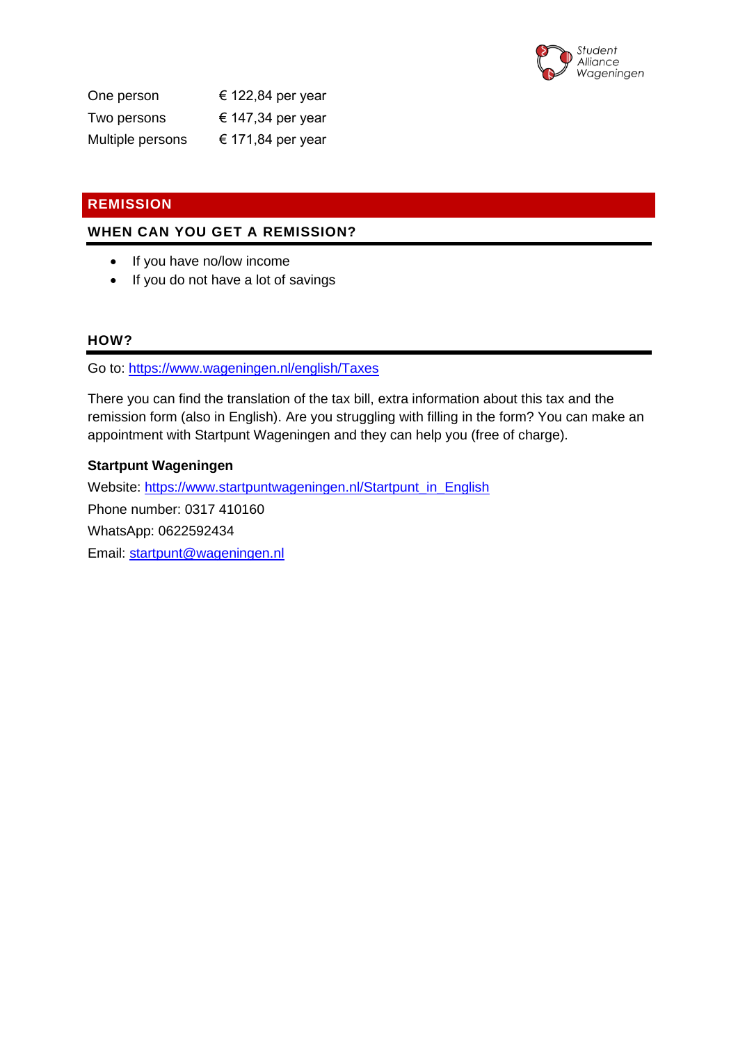| | |
|---|---|
| One person | € 122,84 per year |
| Two persons | € 147,34 per year |
| Multiple persons | € 171,84 per year |

## REMISSION

### WHEN CAN YOU GET A REMISSION?

- If you have no/low income
- If you do not have a lot of savings

### HOW?

Go to: https://www.wageningen.nl/english/Taxes

There you can find the translation of the tax bill, extra information about this tax and the remission form (also in English). Are you struggling with filling in the form? You can make an appointment with Startpunt Wageningen and they can help you (free of charge).

**Startpunt Wageningen**

Website: https://www.startpuntwageningen.nl/Startpunt_in_English

Phone number: 0317 410160

WhatsApp: 0622592434

Email: startpunt@wageningen.nl